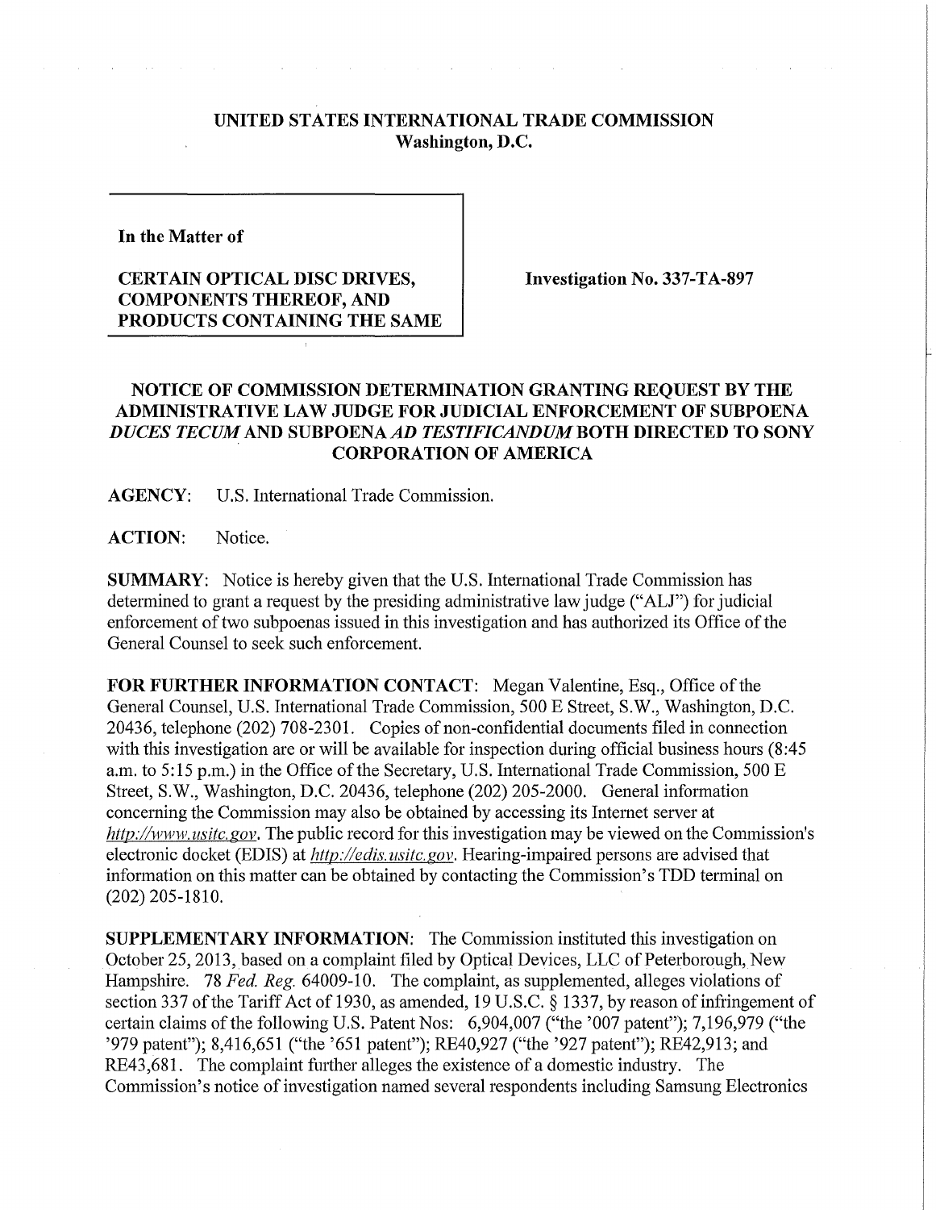**UNITED STATES INTERNATIONAL TRADE COMMISSION**
**Washington, D.C.**

**In the Matter of**

**CERTAIN OPTICAL DISC DRIVES, COMPONENTS THEREOF, AND PRODUCTS CONTAINING THE SAME**

**Investigation No. 337-TA-897**

## NOTICE OF COMMISSION DETERMINATION GRANTING REQUEST BY THE ADMINISTRATIVE LAW JUDGE FOR JUDICIAL ENFORCEMENT OF SUBPOENA *DUCES TECUM* AND SUBPOENA *AD TESTIFICANDUM* BOTH DIRECTED TO SONY CORPORATION OF AMERICA

**AGENCY:** U.S. International Trade Commission.

**ACTION:** Notice.

**SUMMARY:** Notice is hereby given that the U.S. International Trade Commission has determined to grant a request by the presiding administrative law judge ("ALJ") for judicial enforcement of two subpoenas issued in this investigation and has authorized its Office of the General Counsel to seek such enforcement.

**FOR FURTHER INFORMATION CONTACT:** Megan Valentine, Esq., Office of the General Counsel, U.S. International Trade Commission, 500 E Street, S.W., Washington, D.C. 20436, telephone (202) 708-2301. Copies of non-confidential documents filed in connection with this investigation are or will be available for inspection during official business hours (8:45 a.m. to 5:15 p.m.) in the Office of the Secretary, U.S. International Trade Commission, 500 E Street, S.W., Washington, D.C. 20436, telephone (202) 205-2000. General information concerning the Commission may also be obtained by accessing its Internet server at *http://www.usitc.gov*. The public record for this investigation may be viewed on the Commission's electronic docket (EDIS) at *http://edis.usitc.gov*. Hearing-impaired persons are advised that information on this matter can be obtained by contacting the Commission's TDD terminal on (202) 205-1810.

**SUPPLEMENTARY INFORMATION:** The Commission instituted this investigation on October 25, 2013, based on a complaint filed by Optical Devices, LLC of Peterborough, New Hampshire. 78 *Fed. Reg.* 64009-10. The complaint, as supplemented, alleges violations of section 337 of the Tariff Act of 1930, as amended, 19 U.S.C. § 1337, by reason of infringement of certain claims of the following U.S. Patent Nos: 6,904,007 ("the '007 patent"); 7,196,979 ("the '979 patent"); 8,416,651 ("the '651 patent"); RE40,927 ("the '927 patent"); RE42,913; and RE43,681. The complaint further alleges the existence of a domestic industry. The Commission's notice of investigation named several respondents including Samsung Electronics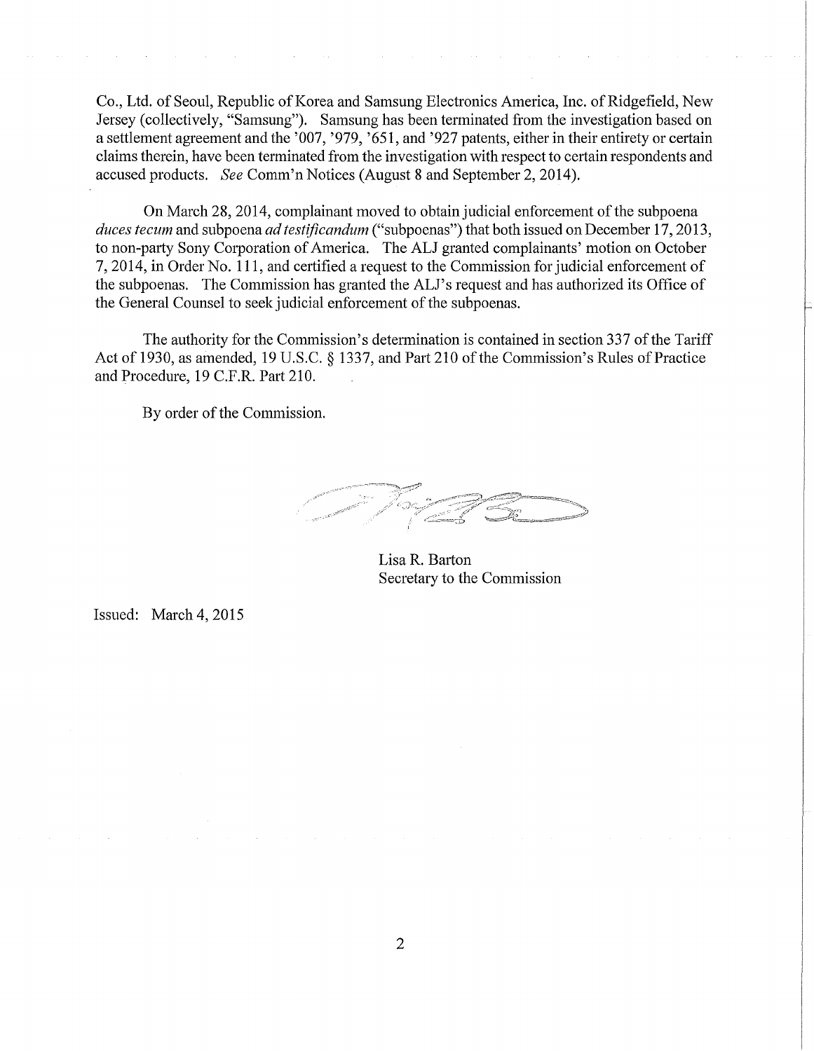Co., Ltd. of Seoul, Republic of Korea and Samsung Electronics America, Inc. of Ridgefield, New Jersey (collectively, "Samsung"). Samsung has been terminated from the investigation based on a settlement agreement and the '007, '979, '651, and '927 patents, either in their entirety or certain claims therein, have been terminated from the investigation with respect to certain respondents and accused products. *See* Comm'n Notices (August 8 and September 2, 2014).

On March 28, 2014, complainant moved to obtain judicial enforcement of the subpoena *duces tecum* and subpoena *ad testificandum* ("subpoenas") that both issued on December 17, 2013, to non-party Sony Corporation of America. The ALJ granted complainants' motion on October 7, 2014, in Order No. 111, and certified a request to the Commission for judicial enforcement of the subpoenas. The Commission has granted the ALJ's request and has authorized its Office of the General Counsel to seek judicial enforcement of the subpoenas.

The authority for the Commission's determination is contained in section 337 of the Tariff Act of 1930, as amended, 19 U.S.C. § 1337, and Part 210 of the Commission's Rules of Practice and Procedure, 19 C.F.R. Part 210.

By order of the Commission.

Lisa R. Barton
Secretary to the Commission

Issued: March 4, 2015